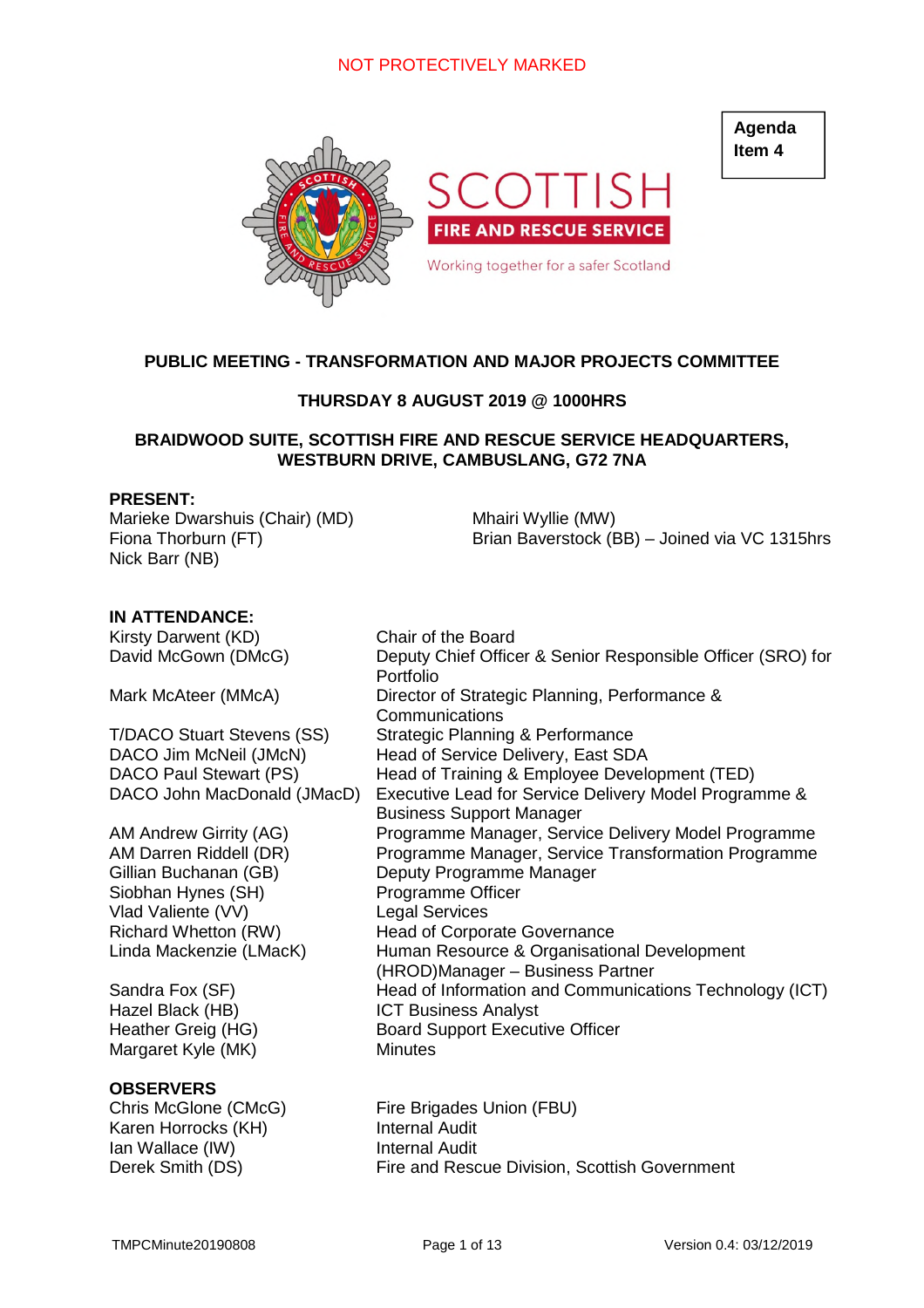NOT PROTECTIVELY MARKED

**Agenda Item 4**

SCOTTISH
FIRE AND RESCUE SERVICE
Working together for a safer Scotland

## PUBLIC MEETING - TRANSFORMATION AND MAJOR PROJECTS COMMITTEE

**THURSDAY 8 AUGUST 2019 @ 1000HRS**

**BRAIDWOOD SUITE, SCOTTISH FIRE AND RESCUE SERVICE HEADQUARTERS, WESTBURN DRIVE, CAMBUSLANG, G72 7NA**

**PRESENT:**

Marieke Dwarshuis (Chair) (MD)
Fiona Thorburn (FT)
Nick Barr (NB)
Mhairi Wyllie (MW)
Brian Baverstock (BB) – Joined via VC 1315hrs

**IN ATTENDANCE:**

| | |
|---|---|
| Kirsty Darwent (KD) | Chair of the Board |
| David McGown (DMcG) | Deputy Chief Officer & Senior Responsible Officer (SRO) for Portfolio |
| Mark McAteer (MMcA) | Director of Strategic Planning, Performance & Communications |
| T/DACO Stuart Stevens (SS) | Strategic Planning & Performance |
| DACO Jim McNeil (JMcN) | Head of Service Delivery, East SDA |
| DACO Paul Stewart (PS) | Head of Training & Employee Development (TED) |
| DACO John MacDonald (JMacD) | Executive Lead for Service Delivery Model Programme & Business Support Manager |
| AM Andrew Girrity (AG) | Programme Manager, Service Delivery Model Programme |
| AM Darren Riddell (DR) | Programme Manager, Service Transformation Programme |
| Gillian Buchanan (GB) | Deputy Programme Manager |
| Siobhan Hynes (SH) | Programme Officer |
| Vlad Valiente (VV) | Legal Services |
| Richard Whetton (RW) | Head of Corporate Governance |
| Linda Mackenzie (LMacK) | Human Resource & Organisational Development (HROD)Manager – Business Partner |
| Sandra Fox (SF) | Head of Information and Communications Technology (ICT) |
| Hazel Black (HB) | ICT Business Analyst |
| Heather Greig (HG) | Board Support Executive Officer |
| Margaret Kyle (MK) | Minutes |

**OBSERVERS**

| | |
|---|---|
| Chris McGlone (CMcG) | Fire Brigades Union (FBU) |
| Karen Horrocks (KH) | Internal Audit |
| Ian Wallace (IW) | Internal Audit |
| Derek Smith (DS) | Fire and Rescue Division, Scottish Government |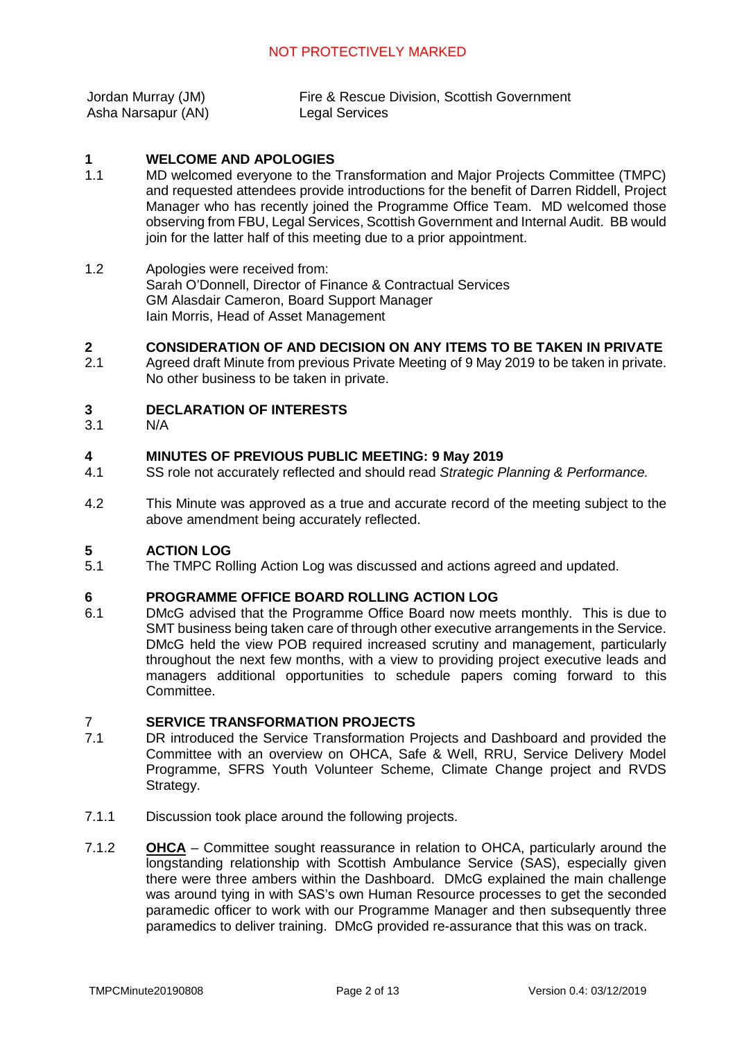| | |
|---|---|
| Jordan Murray (JM) | Fire & Rescue Division, Scottish Government |
| Asha Narsapur (AN) | Legal Services |

## 1 WELCOME AND APOLOGIES

1.1 MD welcomed everyone to the Transformation and Major Projects Committee (TMPC) and requested attendees provide introductions for the benefit of Darren Riddell, Project Manager who has recently joined the Programme Office Team. MD welcomed those observing from FBU, Legal Services, Scottish Government and Internal Audit. BB would join for the latter half of this meeting due to a prior appointment.

1.2 Apologies were received from:
Sarah O'Donnell, Director of Finance & Contractual Services
GM Alasdair Cameron, Board Support Manager
Iain Morris, Head of Asset Management

## 2 CONSIDERATION OF AND DECISION ON ANY ITEMS TO BE TAKEN IN PRIVATE

2.1 Agreed draft Minute from previous Private Meeting of 9 May 2019 to be taken in private. No other business to be taken in private.

## 3 DECLARATION OF INTERESTS

3.1 N/A

## 4 MINUTES OF PREVIOUS PUBLIC MEETING: 9 May 2019

4.1 SS role not accurately reflected and should read *Strategic Planning & Performance.*

4.2 This Minute was approved as a true and accurate record of the meeting subject to the above amendment being accurately reflected.

## 5 ACTION LOG

5.1 The TMPC Rolling Action Log was discussed and actions agreed and updated.

## 6 PROGRAMME OFFICE BOARD ROLLING ACTION LOG

6.1 DMcG advised that the Programme Office Board now meets monthly. This is due to SMT business being taken care of through other executive arrangements in the Service. DMcG held the view POB required increased scrutiny and management, particularly throughout the next few months, with a view to providing project executive leads and managers additional opportunities to schedule papers coming forward to this Committee.

## 7 SERVICE TRANSFORMATION PROJECTS

7.1 DR introduced the Service Transformation Projects and Dashboard and provided the Committee with an overview on OHCA, Safe & Well, RRU, Service Delivery Model Programme, SFRS Youth Volunteer Scheme, Climate Change project and RVDS Strategy.

7.1.1 Discussion took place around the following projects.

7.1.2 **OHCA** – Committee sought reassurance in relation to OHCA, particularly around the longstanding relationship with Scottish Ambulance Service (SAS), especially given there were three ambers within the Dashboard. DMcG explained the main challenge was around tying in with SAS's own Human Resource processes to get the seconded paramedic officer to work with our Programme Manager and then subsequently three paramedics to deliver training. DMcG provided re-assurance that this was on track.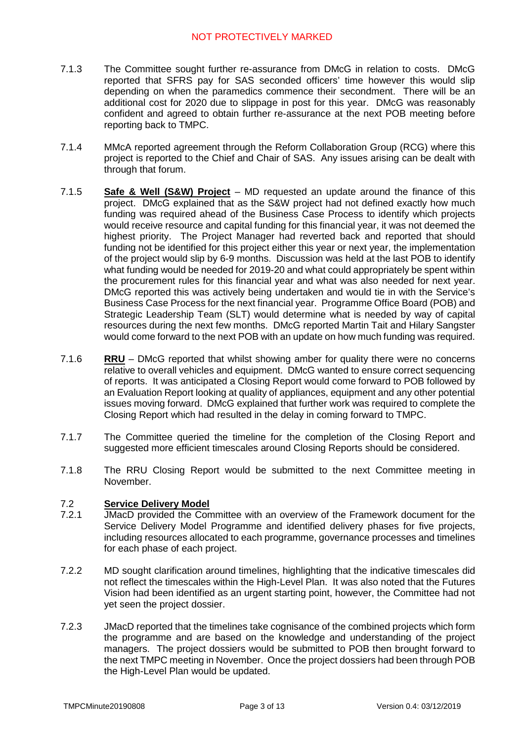7.1.3 The Committee sought further re-assurance from DMcG in relation to costs. DMcG reported that SFRS pay for SAS seconded officers' time however this would slip depending on when the paramedics commence their secondment. There will be an additional cost for 2020 due to slippage in post for this year. DMcG was reasonably confident and agreed to obtain further re-assurance at the next POB meeting before reporting back to TMPC.

7.1.4 MMcA reported agreement through the Reform Collaboration Group (RCG) where this project is reported to the Chief and Chair of SAS. Any issues arising can be dealt with through that forum.

7.1.5 **Safe & Well (S&W) Project** – MD requested an update around the finance of this project. DMcG explained that as the S&W project had not defined exactly how much funding was required ahead of the Business Case Process to identify which projects would receive resource and capital funding for this financial year, it was not deemed the highest priority. The Project Manager had reverted back and reported that should funding not be identified for this project either this year or next year, the implementation of the project would slip by 6-9 months. Discussion was held at the last POB to identify what funding would be needed for 2019-20 and what could appropriately be spent within the procurement rules for this financial year and what was also needed for next year. DMcG reported this was actively being undertaken and would tie in with the Service's Business Case Process for the next financial year. Programme Office Board (POB) and Strategic Leadership Team (SLT) would determine what is needed by way of capital resources during the next few months. DMcG reported Martin Tait and Hilary Sangster would come forward to the next POB with an update on how much funding was required.

7.1.6 **RRU** – DMcG reported that whilst showing amber for quality there were no concerns relative to overall vehicles and equipment. DMcG wanted to ensure correct sequencing of reports. It was anticipated a Closing Report would come forward to POB followed by an Evaluation Report looking at quality of appliances, equipment and any other potential issues moving forward. DMcG explained that further work was required to complete the Closing Report which had resulted in the delay in coming forward to TMPC.

7.1.7 The Committee queried the timeline for the completion of the Closing Report and suggested more efficient timescales around Closing Reports should be considered.

7.1.8 The RRU Closing Report would be submitted to the next Committee meeting in November.

## 7.2 Service Delivery Model

7.2.1 JMacD provided the Committee with an overview of the Framework document for the Service Delivery Model Programme and identified delivery phases for five projects, including resources allocated to each programme, governance processes and timelines for each phase of each project.

7.2.2 MD sought clarification around timelines, highlighting that the indicative timescales did not reflect the timescales within the High-Level Plan. It was also noted that the Futures Vision had been identified as an urgent starting point, however, the Committee had not yet seen the project dossier.

7.2.3 JMacD reported that the timelines take cognisance of the combined projects which form the programme and are based on the knowledge and understanding of the project managers. The project dossiers would be submitted to POB then brought forward to the next TMPC meeting in November. Once the project dossiers had been through POB the High-Level Plan would be updated.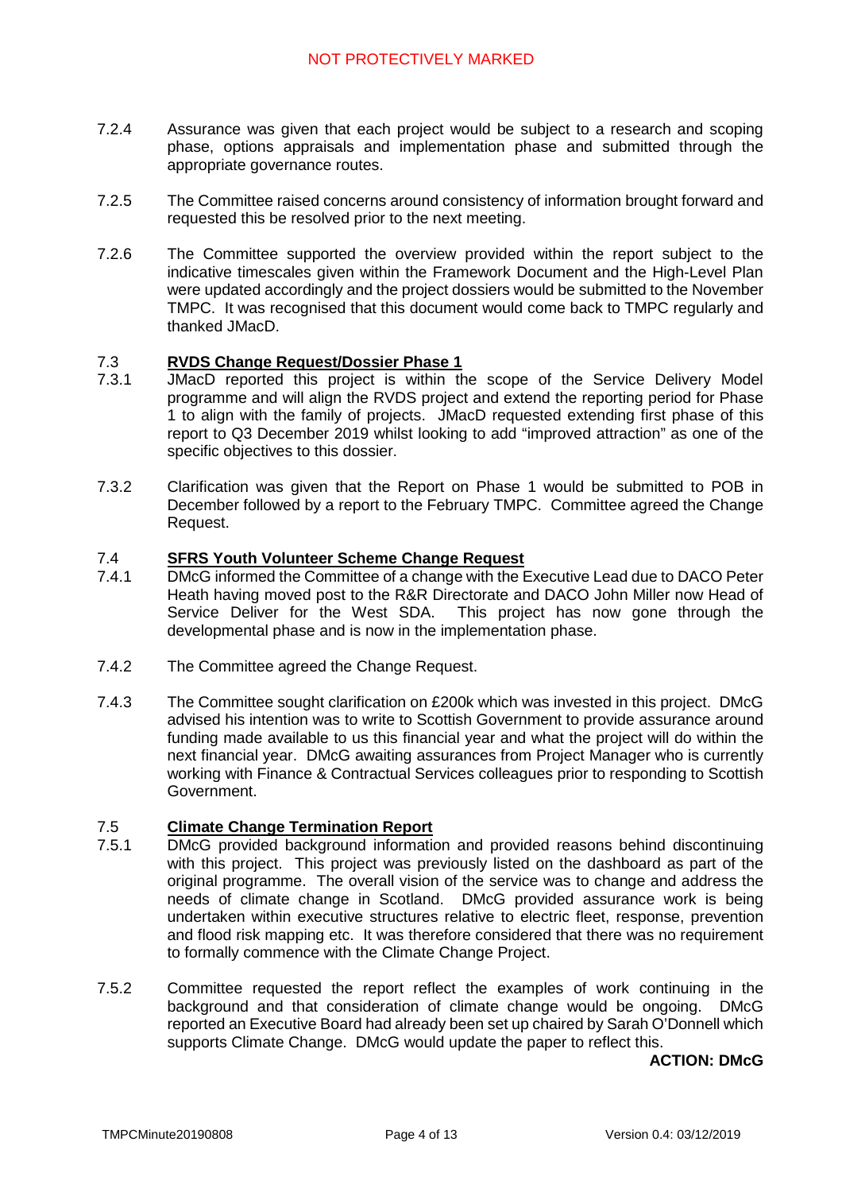7.2.4 Assurance was given that each project would be subject to a research and scoping phase, options appraisals and implementation phase and submitted through the appropriate governance routes.

7.2.5 The Committee raised concerns around consistency of information brought forward and requested this be resolved prior to the next meeting.

7.2.6 The Committee supported the overview provided within the report subject to the indicative timescales given within the Framework Document and the High-Level Plan were updated accordingly and the project dossiers would be submitted to the November TMPC. It was recognised that this document would come back to TMPC regularly and thanked JMacD.

### 7.3 RVDS Change Request/Dossier Phase 1

7.3.1 JMacD reported this project is within the scope of the Service Delivery Model programme and will align the RVDS project and extend the reporting period for Phase 1 to align with the family of projects. JMacD requested extending first phase of this report to Q3 December 2019 whilst looking to add "improved attraction" as one of the specific objectives to this dossier.

7.3.2 Clarification was given that the Report on Phase 1 would be submitted to POB in December followed by a report to the February TMPC. Committee agreed the Change Request.

### 7.4 SFRS Youth Volunteer Scheme Change Request

7.4.1 DMcG informed the Committee of a change with the Executive Lead due to DACO Peter Heath having moved post to the R&R Directorate and DACO John Miller now Head of Service Deliver for the West SDA. This project has now gone through the developmental phase and is now in the implementation phase.

7.4.2 The Committee agreed the Change Request.

7.4.3 The Committee sought clarification on £200k which was invested in this project. DMcG advised his intention was to write to Scottish Government to provide assurance around funding made available to us this financial year and what the project will do within the next financial year. DMcG awaiting assurances from Project Manager who is currently working with Finance & Contractual Services colleagues prior to responding to Scottish Government.

### 7.5 Climate Change Termination Report

7.5.1 DMcG provided background information and provided reasons behind discontinuing with this project. This project was previously listed on the dashboard as part of the original programme. The overall vision of the service was to change and address the needs of climate change in Scotland. DMcG provided assurance work is being undertaken within executive structures relative to electric fleet, response, prevention and flood risk mapping etc. It was therefore considered that there was no requirement to formally commence with the Climate Change Project.

7.5.2 Committee requested the report reflect the examples of work continuing in the background and that consideration of climate change would be ongoing. DMcG reported an Executive Board had already been set up chaired by Sarah O'Donnell which supports Climate Change. DMcG would update the paper to reflect this.

**ACTION: DMcG**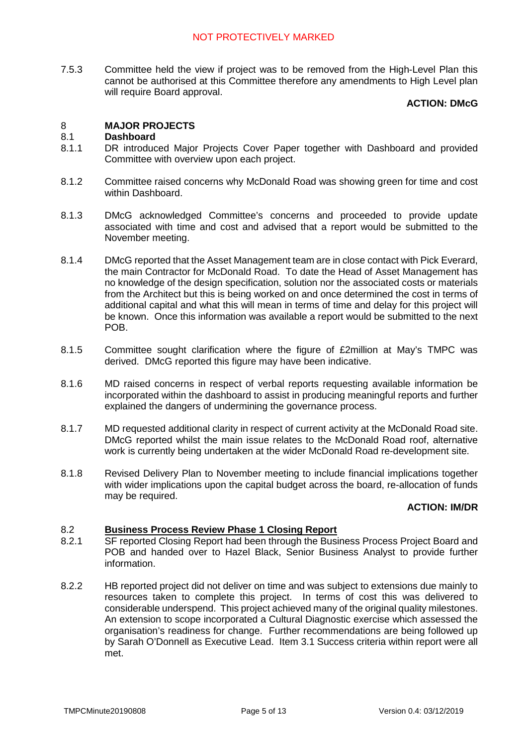7.5.3 Committee held the view if project was to be removed from the High-Level Plan this cannot be authorised at this Committee therefore any amendments to High Level plan will require Board approval.

**ACTION: DMcG**

## 8 MAJOR PROJECTS

### 8.1 Dashboard

8.1.1 DR introduced Major Projects Cover Paper together with Dashboard and provided Committee with overview upon each project.

8.1.2 Committee raised concerns why McDonald Road was showing green for time and cost within Dashboard.

8.1.3 DMcG acknowledged Committee's concerns and proceeded to provide update associated with time and cost and advised that a report would be submitted to the November meeting.

8.1.4 DMcG reported that the Asset Management team are in close contact with Pick Everard, the main Contractor for McDonald Road. To date the Head of Asset Management has no knowledge of the design specification, solution nor the associated costs or materials from the Architect but this is being worked on and once determined the cost in terms of additional capital and what this will mean in terms of time and delay for this project will be known. Once this information was available a report would be submitted to the next POB.

8.1.5 Committee sought clarification where the figure of £2million at May's TMPC was derived. DMcG reported this figure may have been indicative.

8.1.6 MD raised concerns in respect of verbal reports requesting available information be incorporated within the dashboard to assist in producing meaningful reports and further explained the dangers of undermining the governance process.

8.1.7 MD requested additional clarity in respect of current activity at the McDonald Road site. DMcG reported whilst the main issue relates to the McDonald Road roof, alternative work is currently being undertaken at the wider McDonald Road re-development site.

8.1.8 Revised Delivery Plan to November meeting to include financial implications together with wider implications upon the capital budget across the board, re-allocation of funds may be required.

**ACTION: IM/DR**

### 8.2 Business Process Review Phase 1 Closing Report

8.2.1 SF reported Closing Report had been through the Business Process Project Board and POB and handed over to Hazel Black, Senior Business Analyst to provide further information.

8.2.2 HB reported project did not deliver on time and was subject to extensions due mainly to resources taken to complete this project. In terms of cost this was delivered to considerable underspend. This project achieved many of the original quality milestones. An extension to scope incorporated a Cultural Diagnostic exercise which assessed the organisation's readiness for change. Further recommendations are being followed up by Sarah O'Donnell as Executive Lead. Item 3.1 Success criteria within report were all met.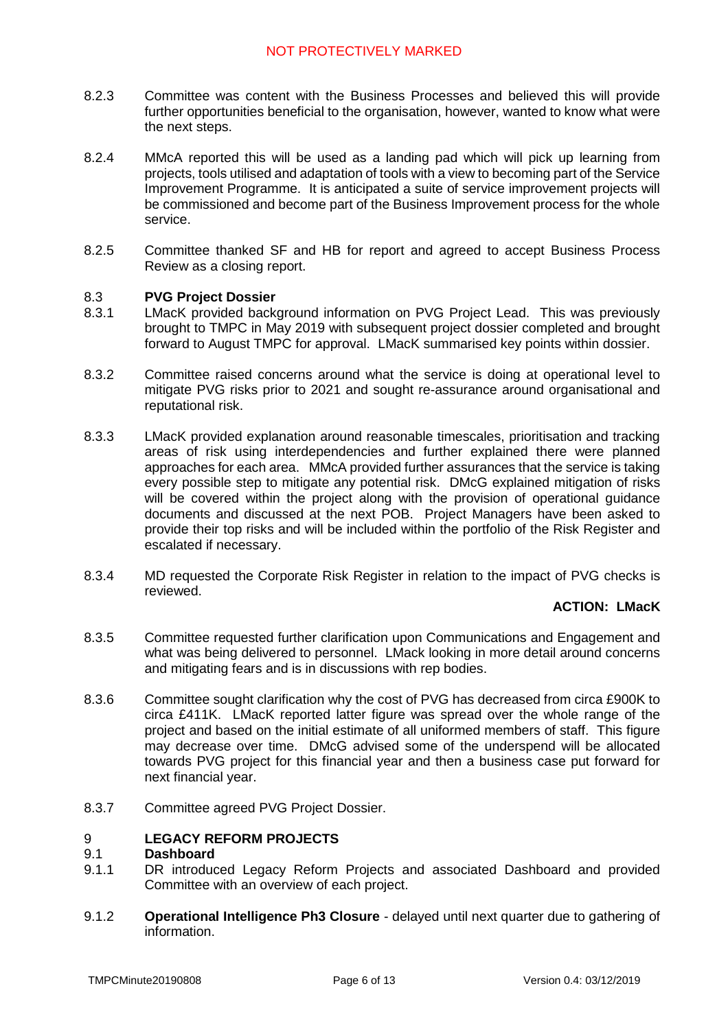8.2.3 Committee was content with the Business Processes and believed this will provide further opportunities beneficial to the organisation, however, wanted to know what were the next steps.

8.2.4 MMcA reported this will be used as a landing pad which will pick up learning from projects, tools utilised and adaptation of tools with a view to becoming part of the Service Improvement Programme. It is anticipated a suite of service improvement projects will be commissioned and become part of the Business Improvement process for the whole service.

8.2.5 Committee thanked SF and HB for report and agreed to accept Business Process Review as a closing report.

8.3 **PVG Project Dossier**

8.3.1 LMacK provided background information on PVG Project Lead. This was previously brought to TMPC in May 2019 with subsequent project dossier completed and brought forward to August TMPC for approval. LMacK summarised key points within dossier.

8.3.2 Committee raised concerns around what the service is doing at operational level to mitigate PVG risks prior to 2021 and sought re-assurance around organisational and reputational risk.

8.3.3 LMacK provided explanation around reasonable timescales, prioritisation and tracking areas of risk using interdependencies and further explained there were planned approaches for each area. MMcA provided further assurances that the service is taking every possible step to mitigate any potential risk. DMcG explained mitigation of risks will be covered within the project along with the provision of operational guidance documents and discussed at the next POB. Project Managers have been asked to provide their top risks and will be included within the portfolio of the Risk Register and escalated if necessary.

8.3.4 MD requested the Corporate Risk Register in relation to the impact of PVG checks is reviewed.

**ACTION: LMacK**

8.3.5 Committee requested further clarification upon Communications and Engagement and what was being delivered to personnel. LMack looking in more detail around concerns and mitigating fears and is in discussions with rep bodies.

8.3.6 Committee sought clarification why the cost of PVG has decreased from circa £900K to circa £411K. LMacK reported latter figure was spread over the whole range of the project and based on the initial estimate of all uniformed members of staff. This figure may decrease over time. DMcG advised some of the underspend will be allocated towards PVG project for this financial year and then a business case put forward for next financial year.

8.3.7 Committee agreed PVG Project Dossier.

## 9 LEGACY REFORM PROJECTS

9.1 **Dashboard**

9.1.1 DR introduced Legacy Reform Projects and associated Dashboard and provided Committee with an overview of each project.

9.1.2 **Operational Intelligence Ph3 Closure** - delayed until next quarter due to gathering of information.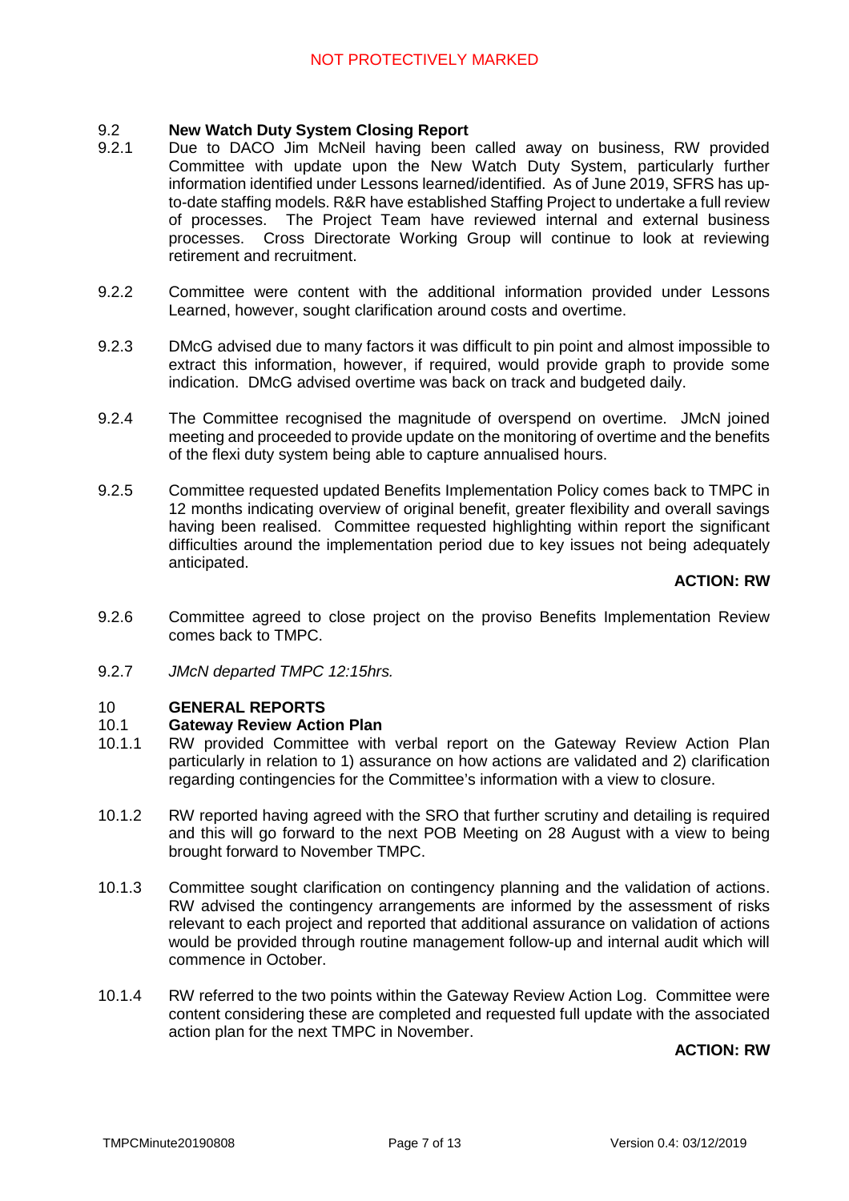### 9.2 New Watch Duty System Closing Report

9.2.1 Due to DACO Jim McNeil having been called away on business, RW provided Committee with update upon the New Watch Duty System, particularly further information identified under Lessons learned/identified. As of June 2019, SFRS has up-to-date staffing models. R&R have established Staffing Project to undertake a full review of processes. The Project Team have reviewed internal and external business processes. Cross Directorate Working Group will continue to look at reviewing retirement and recruitment.

9.2.2 Committee were content with the additional information provided under Lessons Learned, however, sought clarification around costs and overtime.

9.2.3 DMcG advised due to many factors it was difficult to pin point and almost impossible to extract this information, however, if required, would provide graph to provide some indication. DMcG advised overtime was back on track and budgeted daily.

9.2.4 The Committee recognised the magnitude of overspend on overtime. JMcN joined meeting and proceeded to provide update on the monitoring of overtime and the benefits of the flexi duty system being able to capture annualised hours.

9.2.5 Committee requested updated Benefits Implementation Policy comes back to TMPC in 12 months indicating overview of original benefit, greater flexibility and overall savings having been realised. Committee requested highlighting within report the significant difficulties around the implementation period due to key issues not being adequately anticipated.

**ACTION: RW**

9.2.6 Committee agreed to close project on the proviso Benefits Implementation Review comes back to TMPC.

9.2.7 *JMcN departed TMPC 12:15hrs.*

## 10 GENERAL REPORTS

### 10.1 Gateway Review Action Plan

10.1.1 RW provided Committee with verbal report on the Gateway Review Action Plan particularly in relation to 1) assurance on how actions are validated and 2) clarification regarding contingencies for the Committee's information with a view to closure.

10.1.2 RW reported having agreed with the SRO that further scrutiny and detailing is required and this will go forward to the next POB Meeting on 28 August with a view to being brought forward to November TMPC.

10.1.3 Committee sought clarification on contingency planning and the validation of actions. RW advised the contingency arrangements are informed by the assessment of risks relevant to each project and reported that additional assurance on validation of actions would be provided through routine management follow-up and internal audit which will commence in October.

10.1.4 RW referred to the two points within the Gateway Review Action Log. Committee were content considering these are completed and requested full update with the associated action plan for the next TMPC in November.

**ACTION: RW**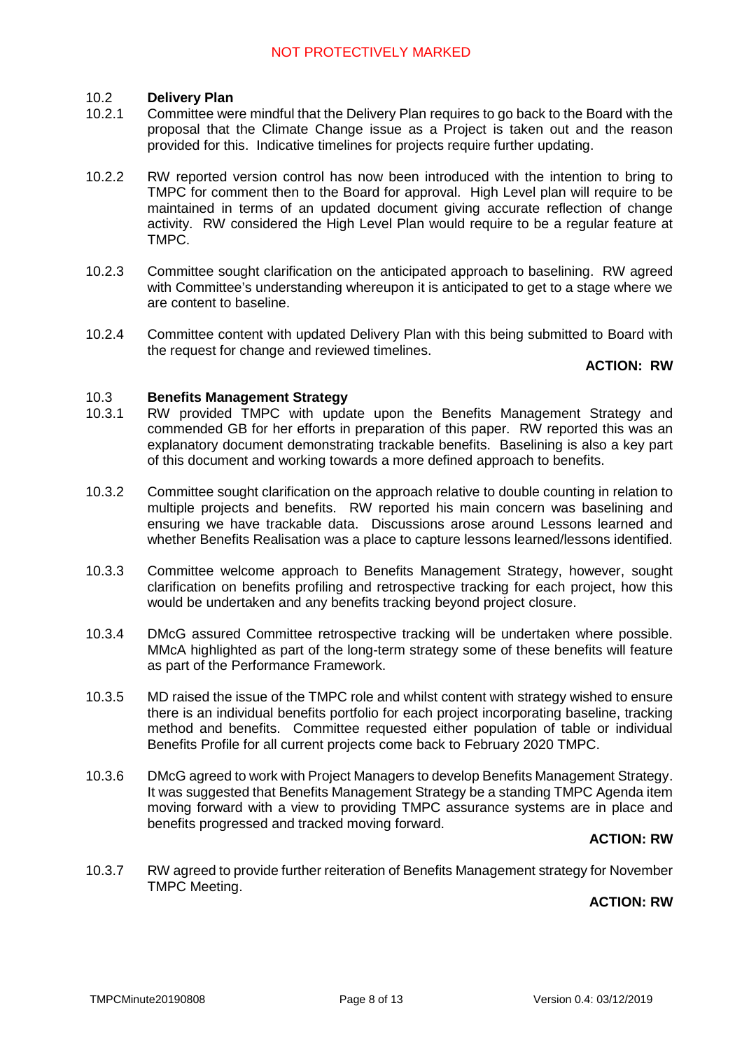## 10.2 Delivery Plan

10.2.1 Committee were mindful that the Delivery Plan requires to go back to the Board with the proposal that the Climate Change issue as a Project is taken out and the reason provided for this. Indicative timelines for projects require further updating.

10.2.2 RW reported version control has now been introduced with the intention to bring to TMPC for comment then to the Board for approval. High Level plan will require to be maintained in terms of an updated document giving accurate reflection of change activity. RW considered the High Level Plan would require to be a regular feature at TMPC.

10.2.3 Committee sought clarification on the anticipated approach to baselining. RW agreed with Committee's understanding whereupon it is anticipated to get to a stage where we are content to baseline.

10.2.4 Committee content with updated Delivery Plan with this being submitted to Board with the request for change and reviewed timelines.

**ACTION: RW**

## 10.3 Benefits Management Strategy

10.3.1 RW provided TMPC with update upon the Benefits Management Strategy and commended GB for her efforts in preparation of this paper. RW reported this was an explanatory document demonstrating trackable benefits. Baselining is also a key part of this document and working towards a more defined approach to benefits.

10.3.2 Committee sought clarification on the approach relative to double counting in relation to multiple projects and benefits. RW reported his main concern was baselining and ensuring we have trackable data. Discussions arose around Lessons learned and whether Benefits Realisation was a place to capture lessons learned/lessons identified.

10.3.3 Committee welcome approach to Benefits Management Strategy, however, sought clarification on benefits profiling and retrospective tracking for each project, how this would be undertaken and any benefits tracking beyond project closure.

10.3.4 DMcG assured Committee retrospective tracking will be undertaken where possible. MMcA highlighted as part of the long-term strategy some of these benefits will feature as part of the Performance Framework.

10.3.5 MD raised the issue of the TMPC role and whilst content with strategy wished to ensure there is an individual benefits portfolio for each project incorporating baseline, tracking method and benefits. Committee requested either population of table or individual Benefits Profile for all current projects come back to February 2020 TMPC.

10.3.6 DMcG agreed to work with Project Managers to develop Benefits Management Strategy. It was suggested that Benefits Management Strategy be a standing TMPC Agenda item moving forward with a view to providing TMPC assurance systems are in place and benefits progressed and tracked moving forward.

**ACTION: RW**

10.3.7 RW agreed to provide further reiteration of Benefits Management strategy for November TMPC Meeting.

**ACTION: RW**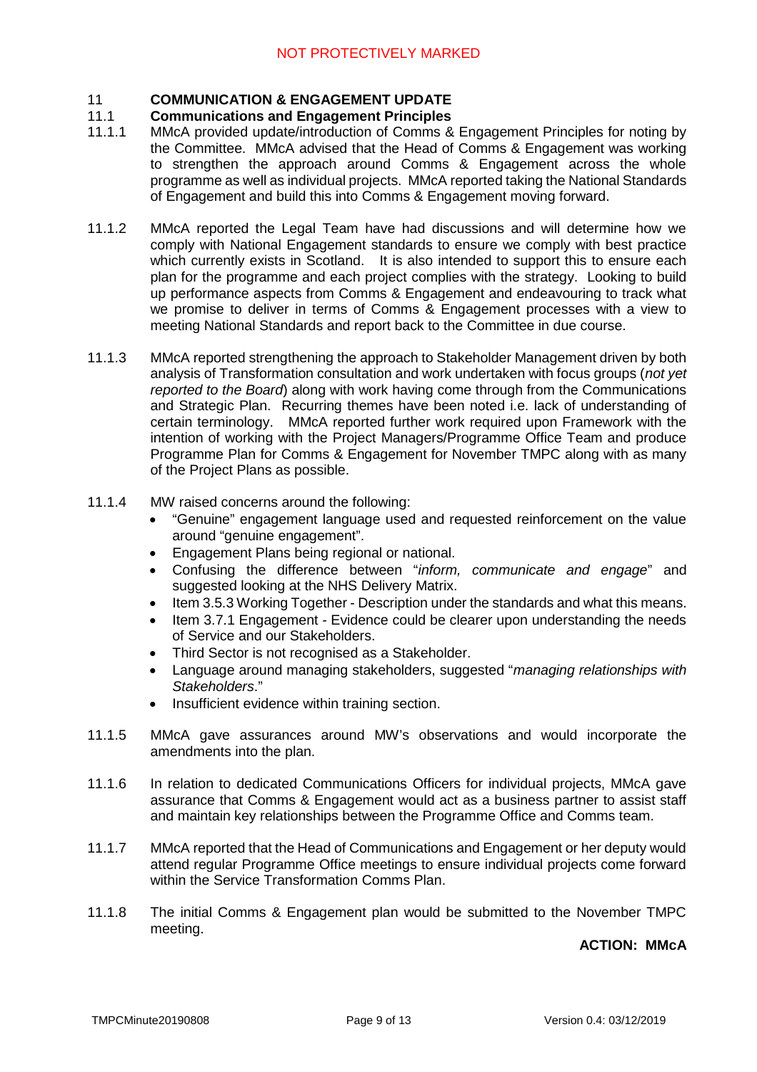## 11 COMMUNICATION & ENGAGEMENT UPDATE

### 11.1 Communications and Engagement Principles

11.1.1 MMcA provided update/introduction of Comms & Engagement Principles for noting by the Committee. MMcA advised that the Head of Comms & Engagement was working to strengthen the approach around Comms & Engagement across the whole programme as well as individual projects. MMcA reported taking the National Standards of Engagement and build this into Comms & Engagement moving forward.

11.1.2 MMcA reported the Legal Team have had discussions and will determine how we comply with National Engagement standards to ensure we comply with best practice which currently exists in Scotland. It is also intended to support this to ensure each plan for the programme and each project complies with the strategy. Looking to build up performance aspects from Comms & Engagement and endeavouring to track what we promise to deliver in terms of Comms & Engagement processes with a view to meeting National Standards and report back to the Committee in due course.

11.1.3 MMcA reported strengthening the approach to Stakeholder Management driven by both analysis of Transformation consultation and work undertaken with focus groups (*not yet reported to the Board*) along with work having come through from the Communications and Strategic Plan. Recurring themes have been noted i.e. lack of understanding of certain terminology. MMcA reported further work required upon Framework with the intention of working with the Project Managers/Programme Office Team and produce Programme Plan for Comms & Engagement for November TMPC along with as many of the Project Plans as possible.

11.1.4 MW raised concerns around the following:

- "Genuine" engagement language used and requested reinforcement on the value around "genuine engagement".
- Engagement Plans being regional or national.
- Confusing the difference between "*inform, communicate and engage*" and suggested looking at the NHS Delivery Matrix.
- Item 3.5.3 Working Together - Description under the standards and what this means.
- Item 3.7.1 Engagement - Evidence could be clearer upon understanding the needs of Service and our Stakeholders.
- Third Sector is not recognised as a Stakeholder.
- Language around managing stakeholders, suggested "*managing relationships with Stakeholders*."
- Insufficient evidence within training section.

11.1.5 MMcA gave assurances around MW's observations and would incorporate the amendments into the plan.

11.1.6 In relation to dedicated Communications Officers for individual projects, MMcA gave assurance that Comms & Engagement would act as a business partner to assist staff and maintain key relationships between the Programme Office and Comms team.

11.1.7 MMcA reported that the Head of Communications and Engagement or her deputy would attend regular Programme Office meetings to ensure individual projects come forward within the Service Transformation Comms Plan.

11.1.8 The initial Comms & Engagement plan would be submitted to the November TMPC meeting.

**ACTION: MMcA**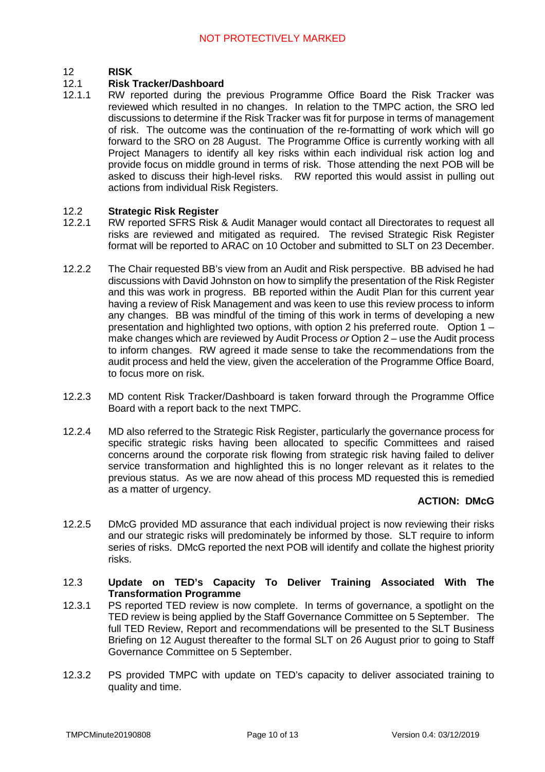## 12 RISK

### 12.1 Risk Tracker/Dashboard

12.1.1 RW reported during the previous Programme Office Board the Risk Tracker was reviewed which resulted in no changes. In relation to the TMPC action, the SRO led discussions to determine if the Risk Tracker was fit for purpose in terms of management of risk. The outcome was the continuation of the re-formatting of work which will go forward to the SRO on 28 August. The Programme Office is currently working with all Project Managers to identify all key risks within each individual risk action log and provide focus on middle ground in terms of risk. Those attending the next POB will be asked to discuss their high-level risks. RW reported this would assist in pulling out actions from individual Risk Registers.

### 12.2 Strategic Risk Register

12.2.1 RW reported SFRS Risk & Audit Manager would contact all Directorates to request all risks are reviewed and mitigated as required. The revised Strategic Risk Register format will be reported to ARAC on 10 October and submitted to SLT on 23 December.

12.2.2 The Chair requested BB's view from an Audit and Risk perspective. BB advised he had discussions with David Johnston on how to simplify the presentation of the Risk Register and this was work in progress. BB reported within the Audit Plan for this current year having a review of Risk Management and was keen to use this review process to inform any changes. BB was mindful of the timing of this work in terms of developing a new presentation and highlighted two options, with option 2 his preferred route. Option 1 – make changes which are reviewed by Audit Process *or* Option 2 – use the Audit process to inform changes. RW agreed it made sense to take the recommendations from the audit process and held the view, given the acceleration of the Programme Office Board, to focus more on risk.

12.2.3 MD content Risk Tracker/Dashboard is taken forward through the Programme Office Board with a report back to the next TMPC.

12.2.4 MD also referred to the Strategic Risk Register, particularly the governance process for specific strategic risks having been allocated to specific Committees and raised concerns around the corporate risk flowing from strategic risk having failed to deliver service transformation and highlighted this is no longer relevant as it relates to the previous status. As we are now ahead of this process MD requested this is remedied as a matter of urgency.

**ACTION: DMcG**

12.2.5 DMcG provided MD assurance that each individual project is now reviewing their risks and our strategic risks will predominately be informed by those. SLT require to inform series of risks. DMcG reported the next POB will identify and collate the highest priority risks.

### 12.3 Update on TED's Capacity To Deliver Training Associated With The Transformation Programme

12.3.1 PS reported TED review is now complete. In terms of governance, a spotlight on the TED review is being applied by the Staff Governance Committee on 5 September. The full TED Review, Report and recommendations will be presented to the SLT Business Briefing on 12 August thereafter to the formal SLT on 26 August prior to going to Staff Governance Committee on 5 September.

12.3.2 PS provided TMPC with update on TED's capacity to deliver associated training to quality and time.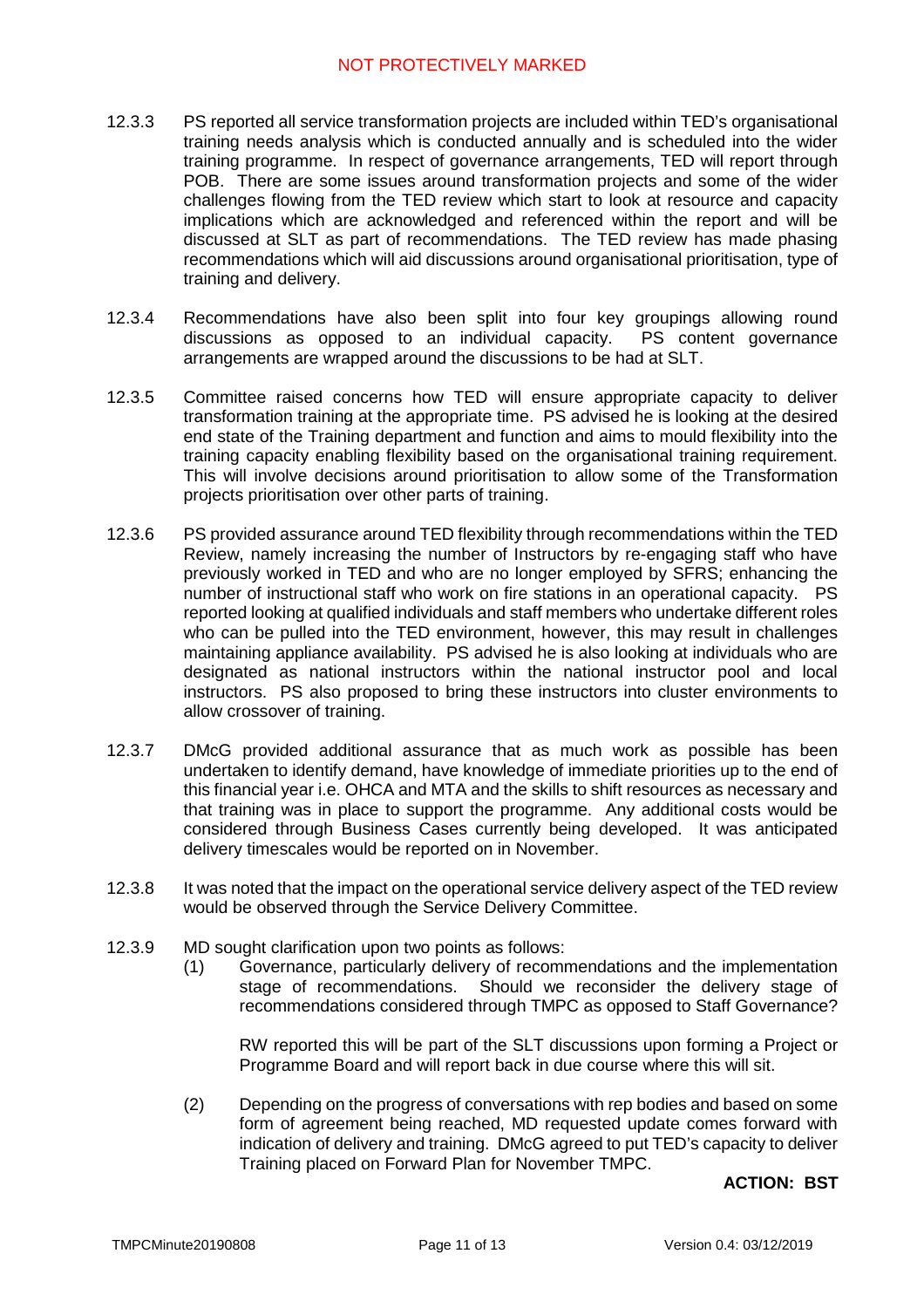12.3.3 PS reported all service transformation projects are included within TED's organisational training needs analysis which is conducted annually and is scheduled into the wider training programme. In respect of governance arrangements, TED will report through POB. There are some issues around transformation projects and some of the wider challenges flowing from the TED review which start to look at resource and capacity implications which are acknowledged and referenced within the report and will be discussed at SLT as part of recommendations. The TED review has made phasing recommendations which will aid discussions around organisational prioritisation, type of training and delivery.

12.3.4 Recommendations have also been split into four key groupings allowing round discussions as opposed to an individual capacity. PS content governance arrangements are wrapped around the discussions to be had at SLT.

12.3.5 Committee raised concerns how TED will ensure appropriate capacity to deliver transformation training at the appropriate time. PS advised he is looking at the desired end state of the Training department and function and aims to mould flexibility into the training capacity enabling flexibility based on the organisational training requirement. This will involve decisions around prioritisation to allow some of the Transformation projects prioritisation over other parts of training.

12.3.6 PS provided assurance around TED flexibility through recommendations within the TED Review, namely increasing the number of Instructors by re-engaging staff who have previously worked in TED and who are no longer employed by SFRS; enhancing the number of instructional staff who work on fire stations in an operational capacity. PS reported looking at qualified individuals and staff members who undertake different roles who can be pulled into the TED environment, however, this may result in challenges maintaining appliance availability. PS advised he is also looking at individuals who are designated as national instructors within the national instructor pool and local instructors. PS also proposed to bring these instructors into cluster environments to allow crossover of training.

12.3.7 DMcG provided additional assurance that as much work as possible has been undertaken to identify demand, have knowledge of immediate priorities up to the end of this financial year i.e. OHCA and MTA and the skills to shift resources as necessary and that training was in place to support the programme. Any additional costs would be considered through Business Cases currently being developed. It was anticipated delivery timescales would be reported on in November.

12.3.8 It was noted that the impact on the operational service delivery aspect of the TED review would be observed through the Service Delivery Committee.

12.3.9 MD sought clarification upon two points as follows:

(1) Governance, particularly delivery of recommendations and the implementation stage of recommendations. Should we reconsider the delivery stage of recommendations considered through TMPC as opposed to Staff Governance?

RW reported this will be part of the SLT discussions upon forming a Project or Programme Board and will report back in due course where this will sit.

(2) Depending on the progress of conversations with rep bodies and based on some form of agreement being reached, MD requested update comes forward with indication of delivery and training. DMcG agreed to put TED's capacity to deliver Training placed on Forward Plan for November TMPC.

**ACTION: BST**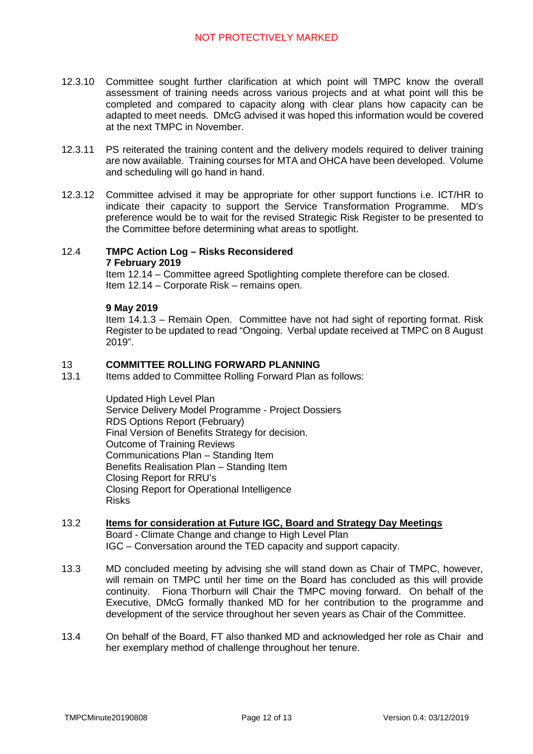12.3.10 Committee sought further clarification at which point will TMPC know the overall assessment of training needs across various projects and at what point will this be completed and compared to capacity along with clear plans how capacity can be adapted to meet needs. DMcG advised it was hoped this information would be covered at the next TMPC in November.

12.3.11 PS reiterated the training content and the delivery models required to deliver training are now available. Training courses for MTA and OHCA have been developed. Volume and scheduling will go hand in hand.

12.3.12 Committee advised it may be appropriate for other support functions i.e. ICT/HR to indicate their capacity to support the Service Transformation Programme. MD's preference would be to wait for the revised Strategic Risk Register to be presented to the Committee before determining what areas to spotlight.

12.4 **TMPC Action Log – Risks Reconsidered**

**7 February 2019**

Item 12.14 – Committee agreed Spotlighting complete therefore can be closed.
Item 12.14 – Corporate Risk – remains open.

**9 May 2019**

Item 14.1.3 – Remain Open. Committee have not had sight of reporting format. Risk Register to be updated to read "Ongoing. Verbal update received at TMPC on 8 August 2019".

## 13 COMMITTEE ROLLING FORWARD PLANNING

13.1 Items added to Committee Rolling Forward Plan as follows:

Updated High Level Plan
Service Delivery Model Programme - Project Dossiers
RDS Options Report (February)
Final Version of Benefits Strategy for decision.
Outcome of Training Reviews
Communications Plan – Standing Item
Benefits Realisation Plan – Standing Item
Closing Report for RRU's
Closing Report for Operational Intelligence
Risks

13.2 **Items for consideration at Future IGC, Board and Strategy Day Meetings**

Board - Climate Change and change to High Level Plan
IGC – Conversation around the TED capacity and support capacity.

13.3 MD concluded meeting by advising she will stand down as Chair of TMPC, however, will remain on TMPC until her time on the Board has concluded as this will provide continuity. Fiona Thorburn will Chair the TMPC moving forward. On behalf of the Executive, DMcG formally thanked MD for her contribution to the programme and development of the service throughout her seven years as Chair of the Committee.

13.4 On behalf of the Board, FT also thanked MD and acknowledged her role as Chair and her exemplary method of challenge throughout her tenure.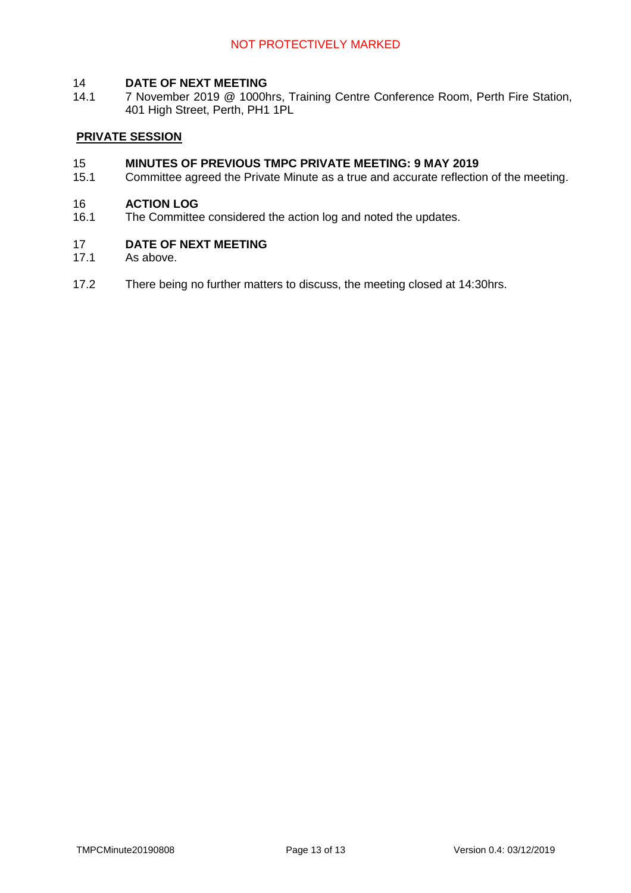## 14 DATE OF NEXT MEETING

14.1 7 November 2019 @ 1000hrs, Training Centre Conference Room, Perth Fire Station, 401 High Street, Perth, PH1 1PL

**PRIVATE SESSION**

## 15 MINUTES OF PREVIOUS TMPC PRIVATE MEETING: 9 MAY 2019

15.1 Committee agreed the Private Minute as a true and accurate reflection of the meeting.

## 16 ACTION LOG

16.1 The Committee considered the action log and noted the updates.

## 17 DATE OF NEXT MEETING

17.1 As above.

17.2 There being no further matters to discuss, the meeting closed at 14:30hrs.